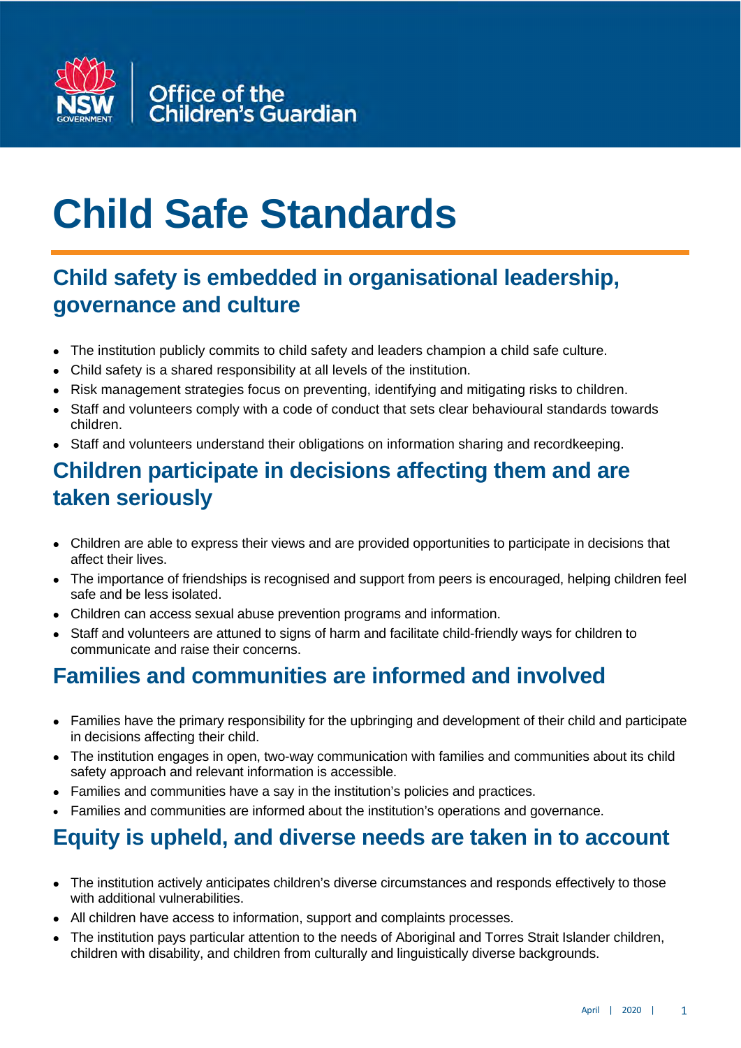Office of the Children's Guardian

# Child Safe Standards

## Child safety is embedded in organisational leadership, governance and culture

- The institution publicly commits to child safety and leaders champion a child safe culture.
- Child safety is a shared responsibility at all levels of the institution.
- Risk management strategies focus on preventing, identifying and mitigating risks to children.
- Staff and volunteers comply with a code of conduct that sets clear behavioural standards towards children.
- Staff and volunteers understand their obligations on information sharing and recordkeeping.

## Children participate in decisions affecting them and are taken seriously

- Children are able to express their views and are provided opportunities to participate in decisions that affect their lives.
- The importance of friendships is recognised and support from peers is encouraged, helping children feel safe and be less isolated.
- Children can access sexual abuse prevention programs and information.
- Staff and volunteers are attuned to signs of harm and facilitate child-friendly ways for children to communicate and raise their concerns.

## Families and communities are informed and involved

- Families have the primary responsibility for the upbringing and development of their child and participate in decisions affecting their child.
- The institution engages in open, two-way communication with families and communities about its child safety approach and relevant information is accessible.
- Families and communities have a say in the institution's policies and practices.
- Families and communities are informed about the institution's operations and governance.

## Equity is upheld, and diverse needs are taken in to account

- The institution actively anticipates children's diverse circumstances and responds effectively to those with additional vulnerabilities.
- All children have access to information, support and complaints processes.
- The institution pays particular attention to the needs of Aboriginal and Torres Strait Islander children, children with disability, and children from culturally and linguistically diverse backgrounds.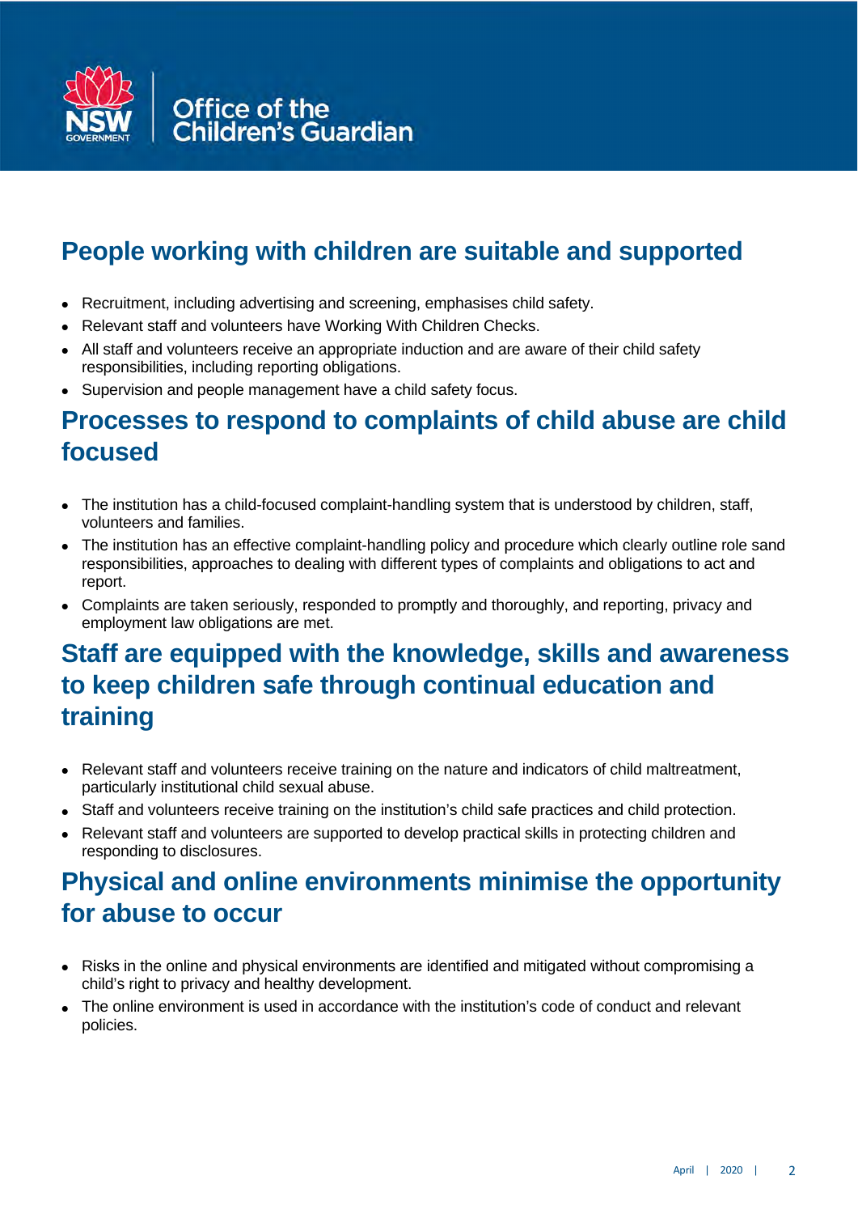## People working with children are suitable and supported

- Recruitment, including advertising and screening, emphasises child safety.
- Relevant staff and volunteers have Working With Children Checks.
- All staff and volunteers receive an appropriate induction and are aware of their child safety responsibilities, including reporting obligations.
- Supervision and people management have a child safety focus.

## Processes to respond to complaints of child abuse are child focused

- The institution has a child-focused complaint-handling system that is understood by children, staff, volunteers and families.
- The institution has an effective complaint-handling policy and procedure which clearly outline role sand responsibilities, approaches to dealing with different types of complaints and obligations to act and report.
- Complaints are taken seriously, responded to promptly and thoroughly, and reporting, privacy and employment law obligations are met.

## Staff are equipped with the knowledge, skills and awareness to keep children safe through continual education and training

- Relevant staff and volunteers receive training on the nature and indicators of child maltreatment, particularly institutional child sexual abuse.
- Staff and volunteers receive training on the institution's child safe practices and child protection.
- Relevant staff and volunteers are supported to develop practical skills in protecting children and responding to disclosures.

## Physical and online environments minimise the opportunity for abuse to occur

- Risks in the online and physical environments are identified and mitigated without compromising a child's right to privacy and healthy development.
- The online environment is used in accordance with the institution's code of conduct and relevant policies.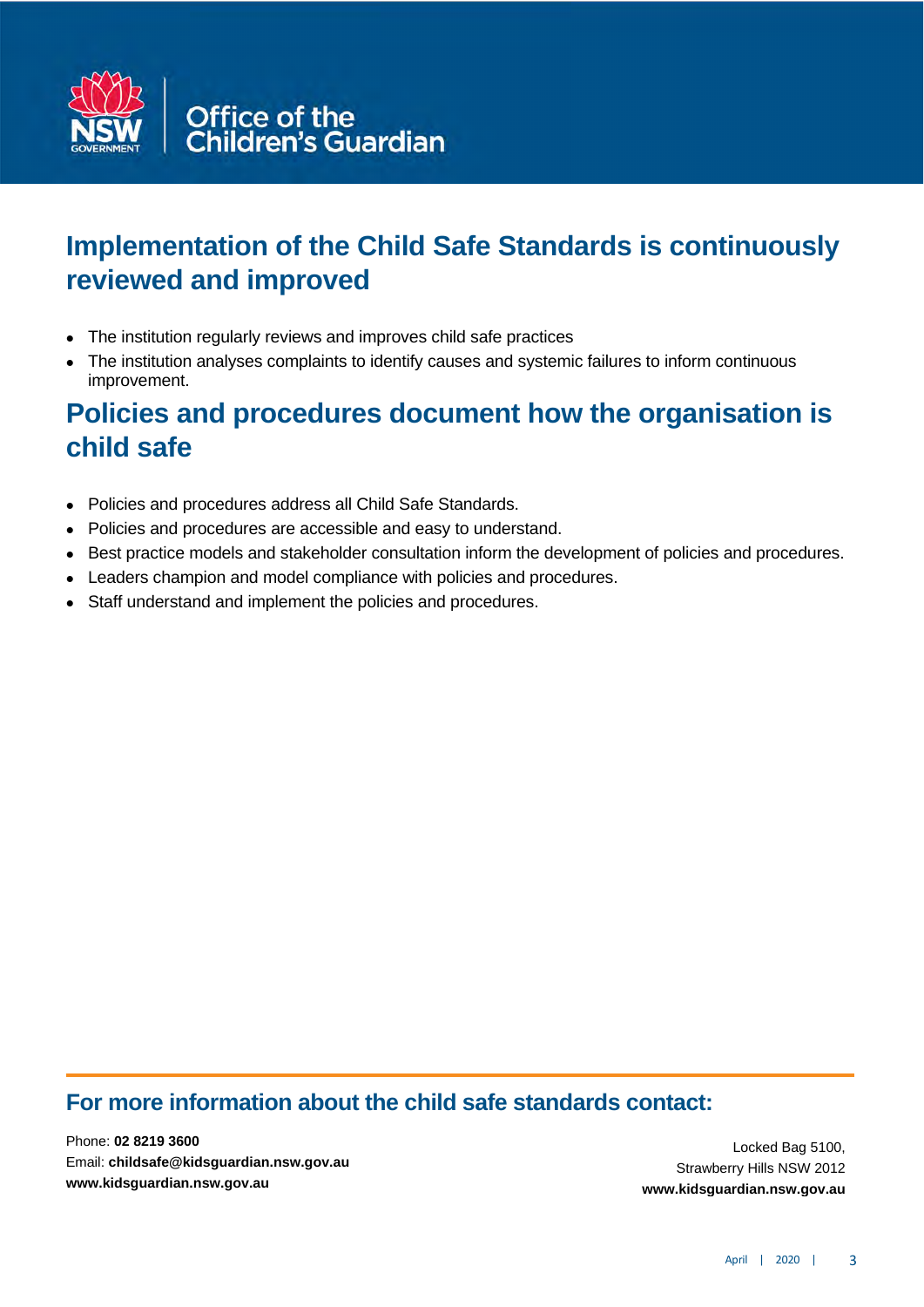Office of the Children's Guardian

## Implementation of the Child Safe Standards is continuously reviewed and improved

- The institution regularly reviews and improves child safe practices
- The institution analyses complaints to identify causes and systemic failures to inform continuous improvement.

## Policies and procedures document how the organisation is child safe

- Policies and procedures address all Child Safe Standards.
- Policies and procedures are accessible and easy to understand.
- Best practice models and stakeholder consultation inform the development of policies and procedures.
- Leaders champion and model compliance with policies and procedures.
- Staff understand and implement the policies and procedures.

## For more information about the child safe standards contact:

Phone: **02 8219 3600**
Email: **childsafe@kidsguardian.nsw.gov.au**
**www.kidsguardian.nsw.gov.au**

Locked Bag 5100,
Strawberry Hills NSW 2012
**www.kidsguardian.nsw.gov.au**